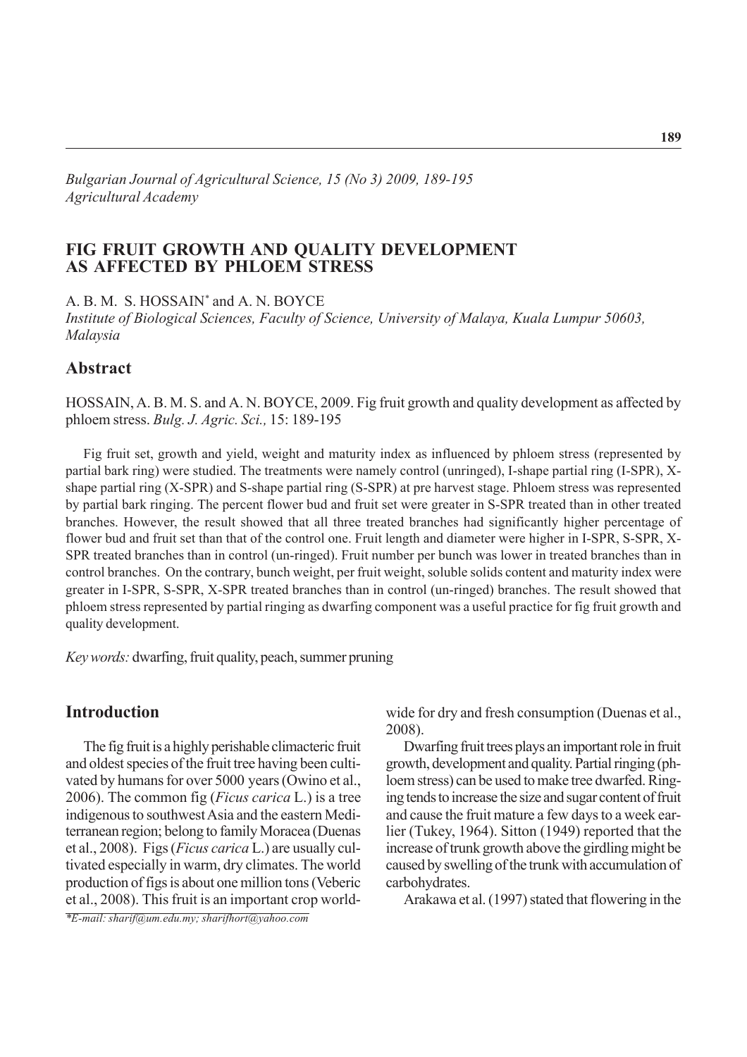*Bulgarian Journal of Agricultural Science, 15 (No 3) 2009, 189-195*
*Agricultural Academy*

# FIG FRUIT GROWTH AND QUALITY DEVELOPMENT AS AFFECTED BY PHLOEM STRESS

A. B. M. S. HOSSAIN* and A. N. BOYCE

*Institute of Biological Sciences, Faculty of Science, University of Malaya, Kuala Lumpur 50603, Malaysia*

## Abstract

HOSSAIN, A. B. M. S. and A. N. BOYCE, 2009. Fig fruit growth and quality development as affected by phloem stress. *Bulg. J. Agric. Sci.,* 15: 189-195

Fig fruit set, growth and yield, weight and maturity index as influenced by phloem stress (represented by partial bark ring) were studied. The treatments were namely control (unringed), I-shape partial ring (I-SPR), X-shape partial ring (X-SPR) and S-shape partial ring (S-SPR) at pre harvest stage. Phloem stress was represented by partial bark ringing. The percent flower bud and fruit set were greater in S-SPR treated than in other treated branches. However, the result showed that all three treated branches had significantly higher percentage of flower bud and fruit set than that of the control one. Fruit length and diameter were higher in I-SPR, S-SPR, X-SPR treated branches than in control (un-ringed). Fruit number per bunch was lower in treated branches than in control branches. On the contrary, bunch weight, per fruit weight, soluble solids content and maturity index were greater in I-SPR, S-SPR, X-SPR treated branches than in control (un-ringed) branches. The result showed that phloem stress represented by partial ringing as dwarfing component was a useful practice for fig fruit growth and quality development.

*Key words:* dwarfing, fruit quality, peach, summer pruning

## Introduction

The fig fruit is a highly perishable climacteric fruit and oldest species of the fruit tree having been cultivated by humans for over 5000 years (Owino et al., 2006). The common fig (*Ficus carica* L.) is a tree indigenous to southwest Asia and the eastern Mediterranean region; belong to family Moracea (Duenas et al., 2008). Figs (*Ficus carica* L.) are usually cultivated especially in warm, dry climates. The world production of figs is about one million tons (Veberic et al., 2008). This fruit is an important crop worldwide for dry and fresh consumption (Duenas et al., 2008).

Dwarfing fruit trees plays an important role in fruit growth, development and quality. Partial ringing (phloem stress) can be used to make tree dwarfed. Ringing tends to increase the size and sugar content of fruit and cause the fruit mature a few days to a week earlier (Tukey, 1964). Sitton (1949) reported that the increase of trunk growth above the girdling might be caused by swelling of the trunk with accumulation of carbohydrates.

Arakawa et al. (1997) stated that flowering in the

*E-mail: sharif@um.edu.my; sharifhort@yahoo.com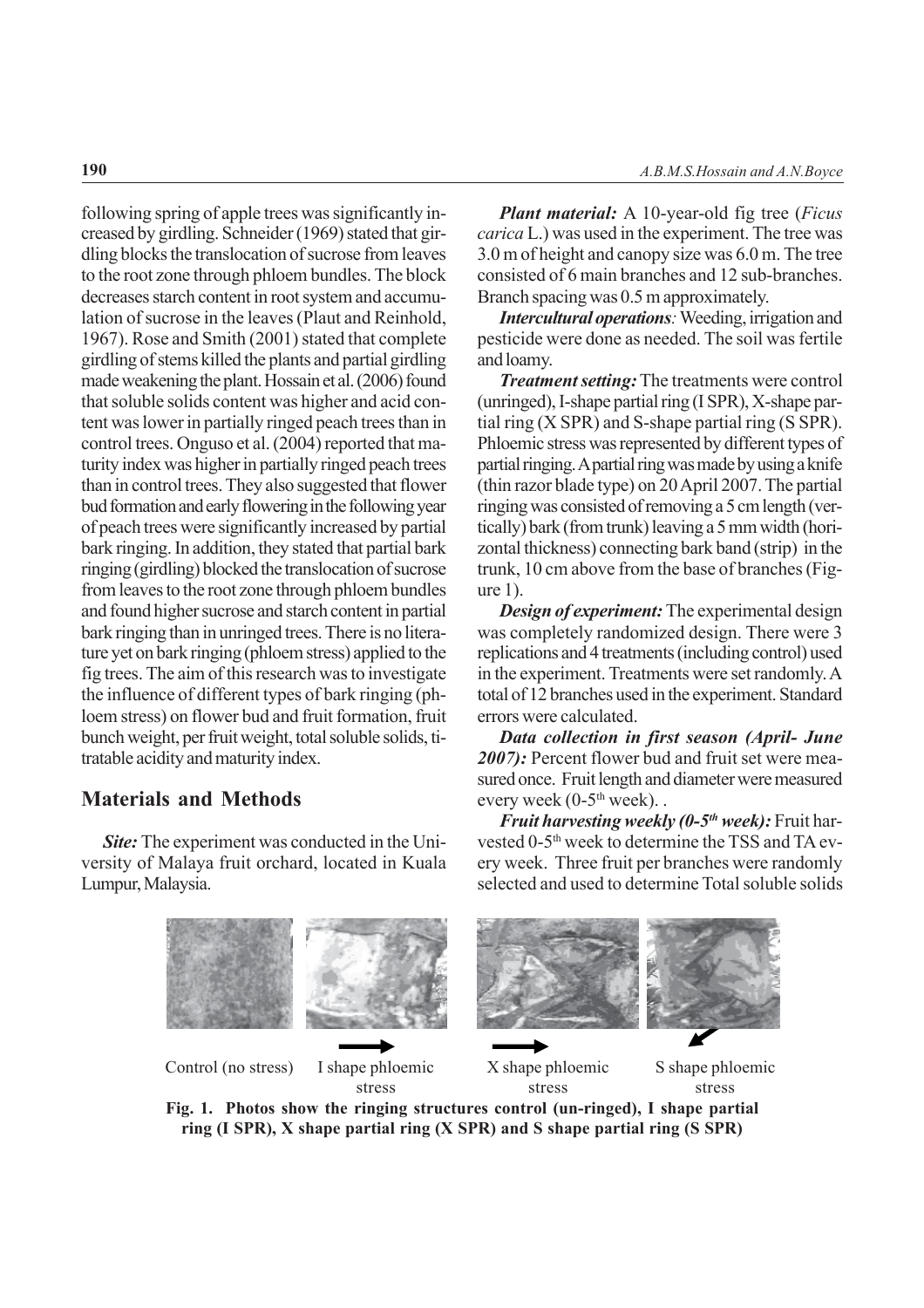following spring of apple trees was significantly increased by girdling. Schneider (1969) stated that girdling blocks the translocation of sucrose from leaves to the root zone through phloem bundles. The block decreases starch content in root system and accumulation of sucrose in the leaves (Plaut and Reinhold, 1967). Rose and Smith (2001) stated that complete girdling of stems killed the plants and partial girdling made weakening the plant. Hossain et al. (2006) found that soluble solids content was higher and acid content was lower in partially ringed peach trees than in control trees. Onguso et al. (2004) reported that maturity index was higher in partially ringed peach trees than in control trees. They also suggested that flower bud formation and early flowering in the following year of peach trees were significantly increased by partial bark ringing. In addition, they stated that partial bark ringing (girdling) blocked the translocation of sucrose from leaves to the root zone through phloem bundles and found higher sucrose and starch content in partial bark ringing than in unringed trees. There is no literature yet on bark ringing (phloem stress) applied to the fig trees. The aim of this research was to investigate the influence of different types of bark ringing (phloem stress) on flower bud and fruit formation, fruit bunch weight, per fruit weight, total soluble solids, titratable acidity and maturity index.

## Materials and Methods

***Site:*** The experiment was conducted in the University of Malaya fruit orchard, located in Kuala Lumpur, Malaysia.

***Plant material:*** A 10-year-old fig tree (*Ficus carica* L.) was used in the experiment. The tree was 3.0 m of height and canopy size was 6.0 m. The tree consisted of 6 main branches and 12 sub-branches. Branch spacing was 0.5 m approximately.

***Intercultural operations:*** Weeding, irrigation and pesticide were done as needed. The soil was fertile and loamy.

***Treatment setting:*** The treatments were control (unringed), I-shape partial ring (I SPR), X-shape partial ring (X SPR) and S-shape partial ring (S SPR). Phloemic stress was represented by different types of partial ringing. A partial ring was made by using a knife (thin razor blade type) on 20 April 2007. The partial ringing was consisted of removing a 5 cm length (vertically) bark (from trunk) leaving a 5 mm width (horizontal thickness) connecting bark band (strip) in the trunk, 10 cm above from the base of branches (Figure 1).

***Design of experiment:*** The experimental design was completely randomized design. There were 3 replications and 4 treatments (including control) used in the experiment. Treatments were set randomly. A total of 12 branches used in the experiment. Standard errors were calculated.

***Data collection in first season (April- June 2007):*** Percent flower bud and fruit set were measured once. Fruit length and diameter were measured every week (0-5$^{th}$ week). .

***Fruit harvesting weekly (0-5$^{th}$ week):*** Fruit harvested 0-5$^{th}$ week to determine the TSS and TA every week. Three fruit per branches were randomly selected and used to determine Total soluble solids

Control (no stress) I shape phloemic stress X shape phloemic stress S shape phloemic stress

**Fig. 1. Photos show the ringing structures control (un-ringed), I shape partial ring (I SPR), X shape partial ring (X SPR) and S shape partial ring (S SPR)**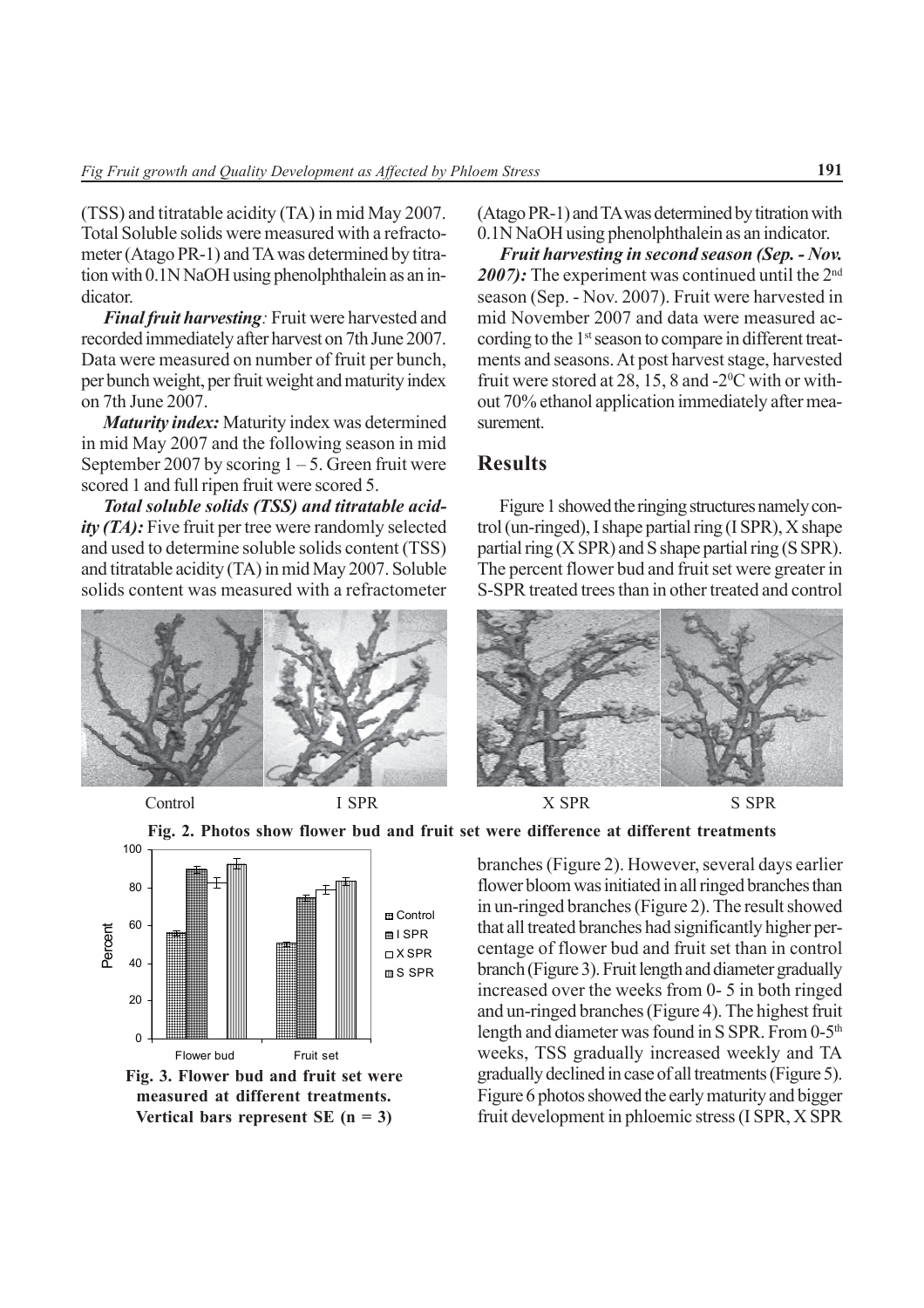(TSS) and titratable acidity (TA) in mid May 2007. Total Soluble solids were measured with a refractometer (Atago PR-1) and TA was determined by titration with 0.1N NaOH using phenolphthalein as an indicator.

***Final fruit harvesting:*** Fruit were harvested and recorded immediately after harvest on 7th June 2007. Data were measured on number of fruit per bunch, per bunch weight, per fruit weight and maturity index on 7th June 2007.

***Maturity index:*** Maturity index was determined in mid May 2007 and the following season in mid September 2007 by scoring 1 – 5. Green fruit were scored 1 and full ripen fruit were scored 5.

***Total soluble solids (TSS) and titratable acidity (TA):*** Five fruit per tree were randomly selected and used to determine soluble solids content (TSS) and titratable acidity (TA) in mid May 2007. Soluble solids content was measured with a refractometer (Atago PR-1) and TA was determined by titration with 0.1N NaOH using phenolphthalein as an indicator.

***Fruit harvesting in second season (Sep. - Nov. 2007):*** The experiment was continued until the 2nd season (Sep. - Nov. 2007). Fruit were harvested in mid November 2007 and data were measured according to the 1st season to compare in different treatments and seasons. At post harvest stage, harvested fruit were stored at 28, 15, 8 and -2$^0$C with or without 70% ethanol application immediately after measurement.

## Results

Figure 1 showed the ringing structures namely control (un-ringed), I shape partial ring (I SPR), X shape partial ring (X SPR) and S shape partial ring (S SPR). The percent flower bud and fruit set were greater in S-SPR treated trees than in other treated and control branches (Figure 2). However, several days earlier flower bloom was initiated in all ringed branches than in un-ringed branches (Figure 2). The result showed that all treated branches had significantly higher percentage of flower bud and fruit set than in control branch (Figure 3). Fruit length and diameter gradually increased over the weeks from 0- 5 in both ringed and un-ringed branches (Figure 4). The highest fruit length and diameter was found in S SPR. From 0-5th weeks, TSS gradually increased weekly and TA gradually declined in case of all treatments (Figure 5). Figure 6 photos showed the early maturity and bigger fruit development in phloemic stress (I SPR, X SPR

Control I SPR X SPR S SPR

**Fig. 2. Photos show flower bud and fruit set were difference at different treatments**

**Fig. 3. Flower bud and fruit set were measured at different treatments. Vertical bars represent SE (n = 3)**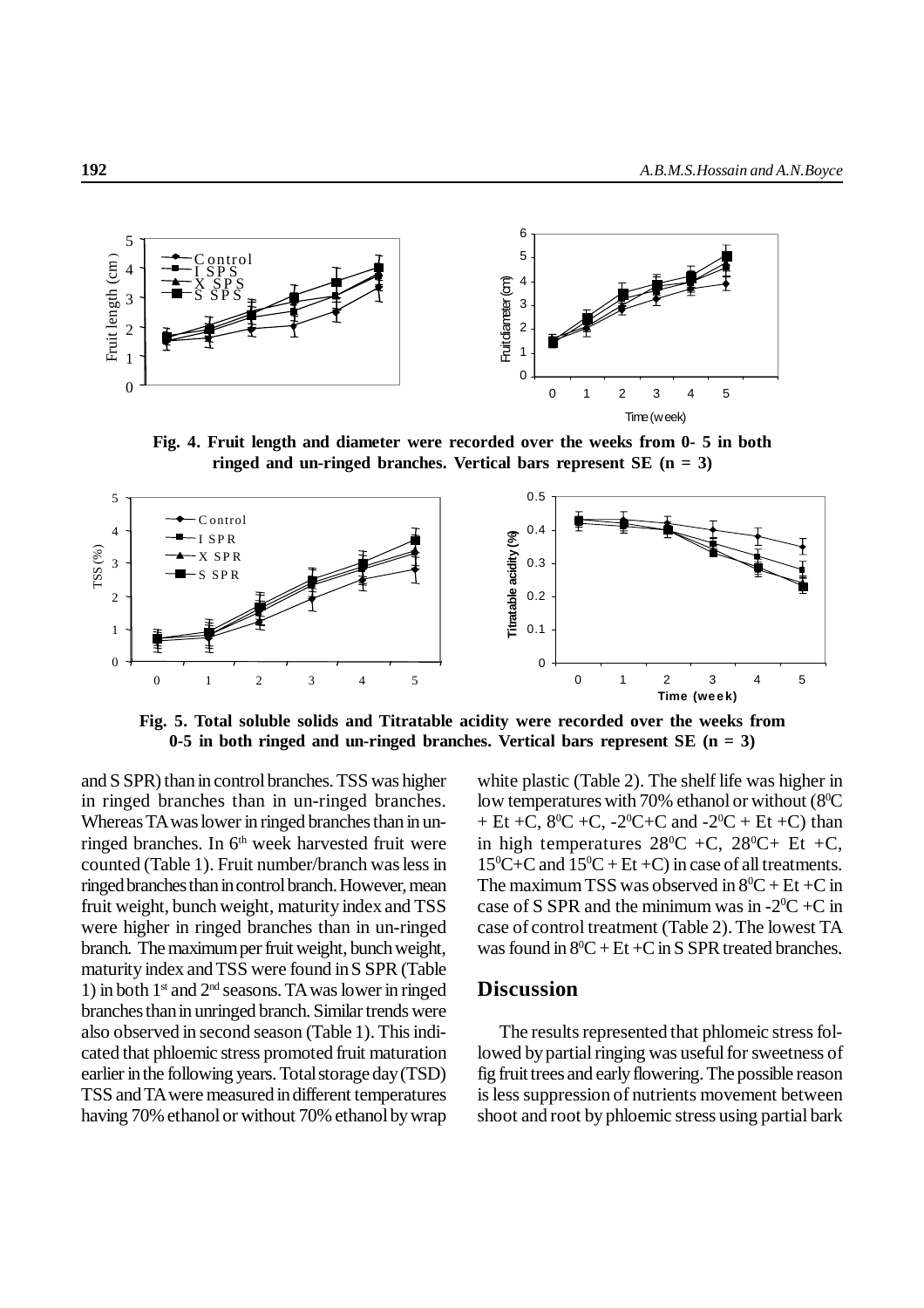Fig. 4. Fruit length and diameter were recorded over the weeks from 0- 5 in both ringed and un-ringed branches. Vertical bars represent SE (n = 3)

Fig. 5. Total soluble solids and Titratable acidity were recorded over the weeks from 0-5 in both ringed and un-ringed branches. Vertical bars represent SE (n = 3)

and S SPR) than in control branches. TSS was higher in ringed branches than in un-ringed branches. Whereas TA was lower in ringed branches than in un-ringed branches. In 6th week harvested fruit were counted (Table 1). Fruit number/branch was less in ringed branches than in control branch. However, mean fruit weight, bunch weight, maturity index and TSS were higher in ringed branches than in un-ringed branch. The maximum per fruit weight, bunch weight, maturity index and TSS were found in S SPR (Table 1) in both 1st and 2nd seasons. TA was lower in ringed branches than in unringed branch. Similar trends were also observed in second season (Table 1). This indicated that phloemic stress promoted fruit maturation earlier in the following years. Total storage day (TSD) TSS and TA were measured in different temperatures having 70% ethanol or without 70% ethanol by wrap white plastic (Table 2). The shelf life was higher in low temperatures with 70% ethanol or without ($8^0$C + Et +C, $8^0$C +C, -$2^0$C+C and -$2^0$C + Et +C) than in high temperatures $28^0$C +C, $28^0$C+ Et +C, $15^0$C+C and $15^0$C + Et +C) in case of all treatments. The maximum TSS was observed in $8^0$C + Et +C in case of S SPR and the minimum was in -$2^0$C +C in case of control treatment (Table 2). The lowest TA was found in $8^0$C + Et +C in S SPR treated branches.

## Discussion

The results represented that phlomeic stress followed by partial ringing was useful for sweetness of fig fruit trees and early flowering. The possible reason is less suppression of nutrients movement between shoot and root by phloemic stress using partial bark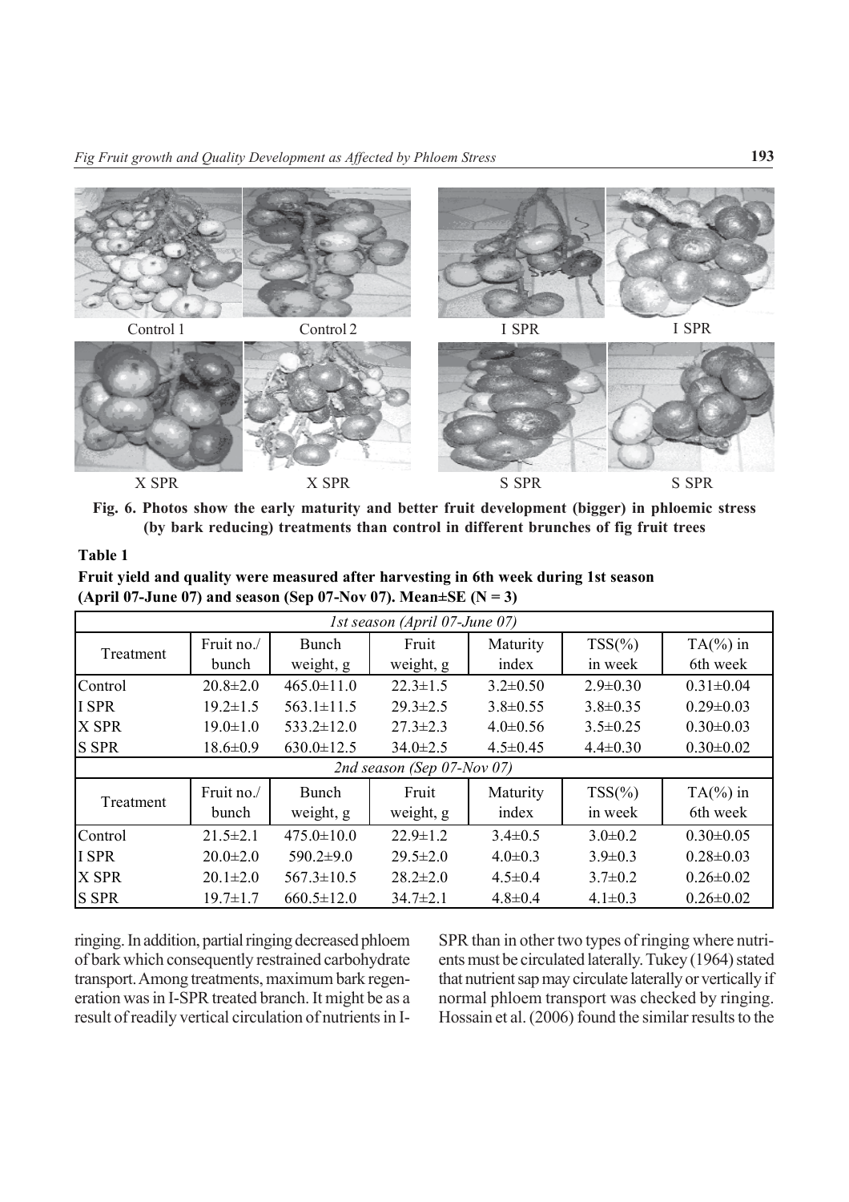Control 1 Control 2 I SPR I SPR

X SPR X SPR S SPR S SPR

**Fig. 6. Photos show the early maturity and better fruit development (bigger) in phloemic stress (by bark reducing) treatments than control in different brunches of fig fruit trees**

**Table 1**

**Fruit yield and quality were measured after harvesting in 6th week during 1st season (April 07-June 07) and season (Sep 07-Nov 07). Mean±SE (N = 3)**

| *1st season (April 07-June 07)* | | | | | | |
|---|---|---|---|---|---|---|
| Treatment | Fruit no./ bunch | Bunch weight, g | Fruit weight, g | Maturity index | TSS(%) in week | TA(%) in 6th week |
| Control | 20.8±2.0 | 465.0±11.0 | 22.3±1.5 | 3.2±0.50 | 2.9±0.30 | 0.31±0.04 |
| I SPR | 19.2±1.5 | 563.1±11.5 | 29.3±2.5 | 3.8±0.55 | 3.8±0.35 | 0.29±0.03 |
| X SPR | 19.0±1.0 | 533.2±12.0 | 27.3±2.3 | 4.0±0.56 | 3.5±0.25 | 0.30±0.03 |
| S SPR | 18.6±0.9 | 630.0±12.5 | 34.0±2.5 | 4.5±0.45 | 4.4±0.30 | 0.30±0.02 |
| *2nd season (Sep 07-Nov 07)* | | | | | | |
| Treatment | Fruit no./ bunch | Bunch weight, g | Fruit weight, g | Maturity index | TSS(%) in week | TA(%) in 6th week |
| Control | 21.5±2.1 | 475.0±10.0 | 22.9±1.2 | 3.4±0.5 | 3.0±0.2 | 0.30±0.05 |
| I SPR | 20.0±2.0 | 590.2±9.0 | 29.5±2.0 | 4.0±0.3 | 3.9±0.3 | 0.28±0.03 |
| X SPR | 20.1±2.0 | 567.3±10.5 | 28.2±2.0 | 4.5±0.4 | 3.7±0.2 | 0.26±0.02 |
| S SPR | 19.7±1.7 | 660.5±12.0 | 34.7±2.1 | 4.8±0.4 | 4.1±0.3 | 0.26±0.02 |

ringing. In addition, partial ringing decreased phloem of bark which consequently restrained carbohydrate transport. Among treatments, maximum bark regeneration was in I-SPR treated branch. It might be as a result of readily vertical circulation of nutrients in I-SPR than in other two types of ringing where nutrients must be circulated laterally. Tukey (1964) stated that nutrient sap may circulate laterally or vertically if normal phloem transport was checked by ringing. Hossain et al. (2006) found the similar results to the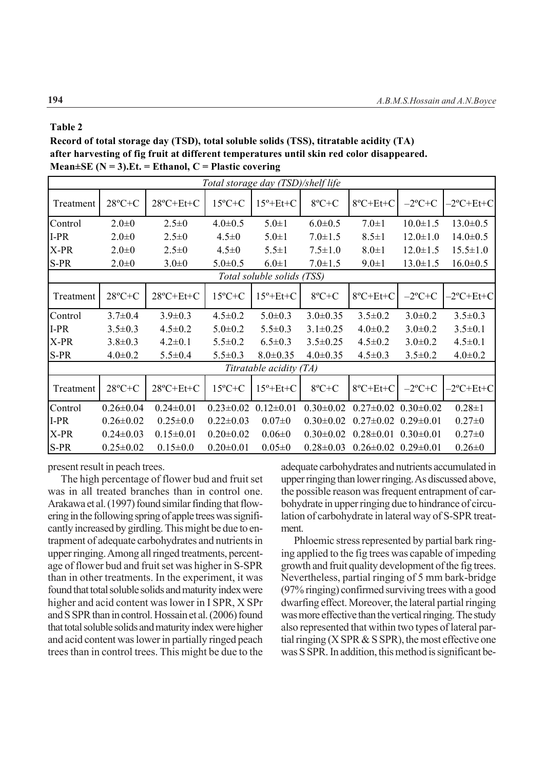**Table 2**

**Record of total storage day (TSD), total soluble solids (TSS), titratable acidity (TA) after harvesting of fig fruit at different temperatures until skin red color disappeared. Mean±SE (N = 3).Et. = Ethanol, C = Plastic covering**

| *Total storage day (TSD)/shelf life* | | | | | | | | |
|---|---|---|---|---|---|---|---|---|
| Treatment | 28ºC+C | 28ºC+Et+C | 15ºC+C | 15º+Et+C | 8ºC+C | 8ºC+Et+C | –2ºC+C | –2ºC+Et+C |
| Control | 2.0±0 | 2.5±0 | 4.0±0.5 | 5.0±1 | 6.0±0.5 | 7.0±1 | 10.0±1.5 | 13.0±0.5 |
| I-PR | 2.0±0 | 2.5±0 | 4.5±0 | 5.0±1 | 7.0±1.5 | 8.5±1 | 12.0±1.0 | 14.0±0.5 |
| X-PR | 2.0±0 | 2.5±0 | 4.5±0 | 5.5±1 | 7.5±1.0 | 8.0±1 | 12.0±1.5 | 15.5±1.0 |
| S-PR | 2.0±0 | 3.0±0 | 5.0±0.5 | 6.0±1 | 7.0±1.5 | 9.0±1 | 13.0±1.5 | 16.0±0.5 |
| *Total soluble solids (TSS)* | | | | | | | | |
| Treatment | 28ºC+C | 28ºC+Et+C | 15ºC+C | 15º+Et+C | 8ºC+C | 8ºC+Et+C | –2ºC+C | –2ºC+Et+C |
| Control | 3.7±0.4 | 3.9±0.3 | 4.5±0.2 | 5.0±0.3 | 3.0±0.35 | 3.5±0.2 | 3.0±0.2 | 3.5±0.3 |
| I-PR | 3.5±0.3 | 4.5±0.2 | 5.0±0.2 | 5.5±0.3 | 3.1±0.25 | 4.0±0.2 | 3.0±0.2 | 3.5±0.1 |
| X-PR | 3.8±0.3 | 4.2±0.1 | 5.5±0.2 | 6.5±0.3 | 3.5±0.25 | 4.5±0.2 | 3.0±0.2 | 4.5±0.1 |
| S-PR | 4.0±0.2 | 5.5±0.4 | 5.5±0.3 | 8.0±0.35 | 4.0±0.35 | 4.5±0.3 | 3.5±0.2 | 4.0±0.2 |
| *Titratable acidity (TA)* | | | | | | | | |
| Treatment | 28ºC+C | 28ºC+Et+C | 15ºC+C | 15º+Et+C | 8ºC+C | 8ºC+Et+C | –2ºC+C | –2ºC+Et+C |
| Control | 0.26±0.04 | 0.24±0.01 | 0.23±0.02 | 0.12±0.01 | 0.30±0.02 | 0.27±0.02 | 0.30±0.02 | 0.28±1 |
| I-PR | 0.26±0.02 | 0.25±0.0 | 0.22±0.03 | 0.07±0 | 0.30±0.02 | 0.27±0.02 | 0.29±0.01 | 0.27±0 |
| X-PR | 0.24±0.03 | 0.15±0.01 | 0.20±0.02 | 0.06±0 | 0.30±0.02 | 0.28±0.01 | 0.30±0.01 | 0.27±0 |
| S-PR | 0.25±0.02 | 0.15±0.0 | 0.20±0.01 | 0.05±0 | 0.28±0.03 | 0.26±0.02 | 0.29±0.01 | 0.26±0 |

present result in peach trees.

The high percentage of flower bud and fruit set was in all treated branches than in control one. Arakawa et al. (1997) found similar finding that flowering in the following spring of apple trees was significantly increased by girdling. This might be due to entrapment of adequate carbohydrates and nutrients in upper ringing. Among all ringed treatments, percentage of flower bud and fruit set was higher in S-SPR than in other treatments. In the experiment, it was found that total soluble solids and maturity index were higher and acid content was lower in I SPR, X SPr and S SPR than in control. Hossain et al. (2006) found that total soluble solids and maturity index were higher and acid content was lower in partially ringed peach trees than in control trees. This might be due to the adequate carbohydrates and nutrients accumulated in upper ringing than lower ringing. As discussed above, the possible reason was frequent entrapment of carbohydrate in upper ringing due to hindrance of circulation of carbohydrate in lateral way of S-SPR treatment.

Phloemic stress represented by partial bark ringing applied to the fig trees was capable of impeding growth and fruit quality development of the fig trees. Nevertheless, partial ringing of 5 mm bark-bridge (97% ringing) confirmed surviving trees with a good dwarfing effect. Moreover, the lateral partial ringing was more effective than the vertical ringing. The study also represented that within two types of lateral partial ringing (X SPR & S SPR), the most effective one was S SPR. In addition, this method is significant be-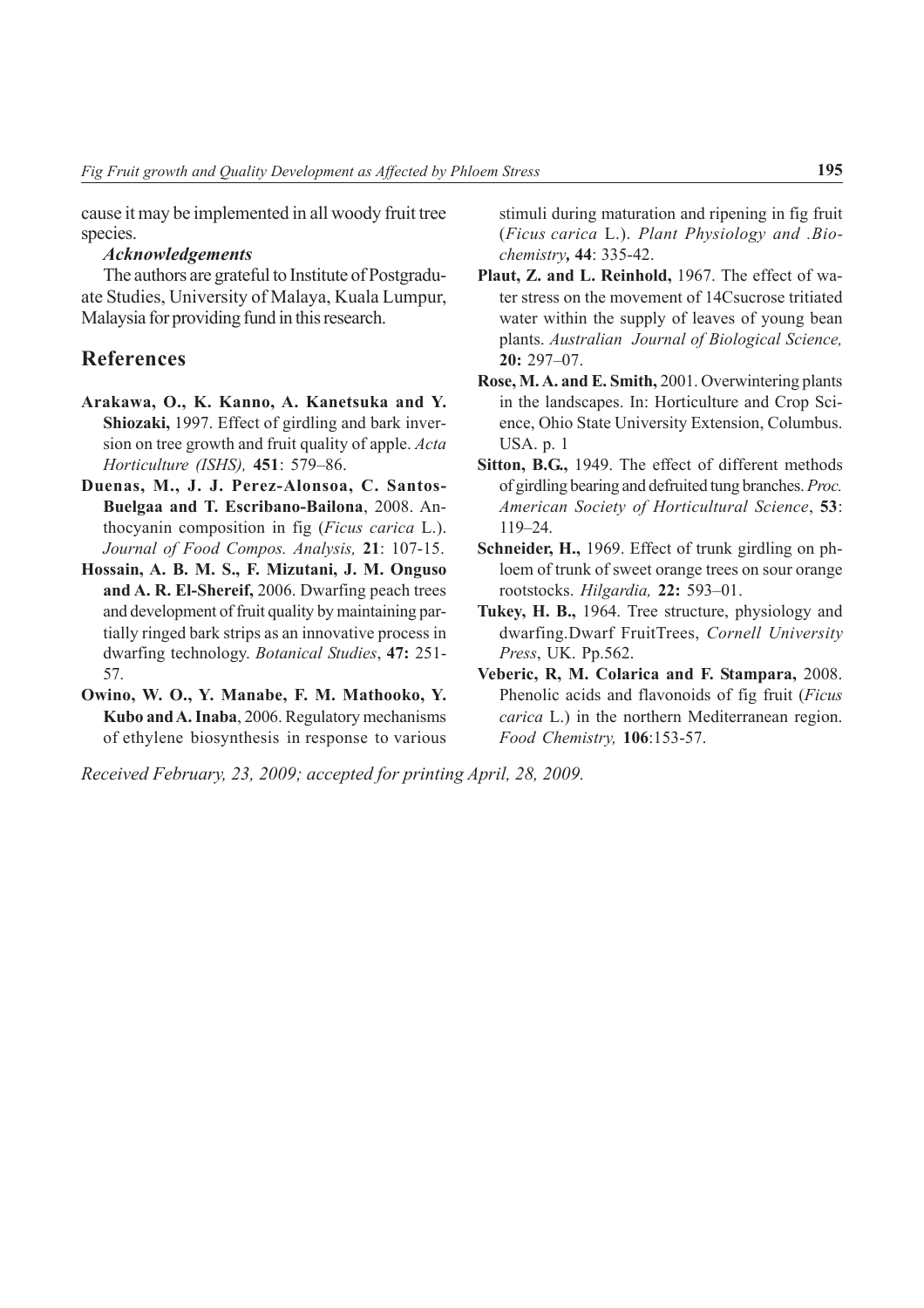cause it may be implemented in all woody fruit tree species.

### *Acknowledgements*

The authors are grateful to Institute of Postgraduate Studies, University of Malaya, Kuala Lumpur, Malaysia for providing fund in this research.

## References

**Arakawa, O., K. Kanno, A. Kanetsuka and Y. Shiozaki,** 1997. Effect of girdling and bark inversion on tree growth and fruit quality of apple. *Acta Horticulture (ISHS),* **451**: 579–86.

**Duenas, M., J. J. Perez-Alonsoa, C. Santos-Buelgaa and T. Escribano-Bailona**, 2008. Anthocyanin composition in fig (*Ficus carica* L.). *Journal of Food Compos. Analysis,* **21**: 107-15.

**Hossain, A. B. M. S., F. Mizutani, J. M. Onguso and A. R. El-Shereif,** 2006. Dwarfing peach trees and development of fruit quality by maintaining partially ringed bark strips as an innovative process in dwarfing technology. *Botanical Studies*, **47:** 251-57.

**Owino, W. O., Y. Manabe, F. M. Mathooko, Y. Kubo and A. Inaba**, 2006. Regulatory mechanisms of ethylene biosynthesis in response to various stimuli during maturation and ripening in fig fruit (*Ficus carica* L.). *Plant Physiology and .Biochemistry***,** **44**: 335-42.

**Plaut, Z. and L. Reinhold,** 1967. The effect of water stress on the movement of 14Csucrose tritiated water within the supply of leaves of young bean plants. *Australian Journal of Biological Science,* **20:** 297–07.

**Rose, M. A. and E. Smith,** 2001. Overwintering plants in the landscapes. In: Horticulture and Crop Science, Ohio State University Extension, Columbus. USA. p. 1

**Sitton, B.G.,** 1949. The effect of different methods of girdling bearing and defruited tung branches. *Proc. American Society of Horticultural Science*, **53**: 119–24.

**Schneider, H.,** 1969. Effect of trunk girdling on phloem of trunk of sweet orange trees on sour orange rootstocks. *Hilgardia,* **22:** 593–01.

**Tukey, H. B.,** 1964. Tree structure, physiology and dwarfing.Dwarf FruitTrees, *Cornell University Press*, UK. Pp.562.

**Veberic, R, M. Colarica and F. Stampara,** 2008. Phenolic acids and flavonoids of fig fruit (*Ficus carica* L.) in the northern Mediterranean region. *Food Chemistry,* **106**:153-57.

*Received February, 23, 2009; accepted for printing April, 28, 2009.*